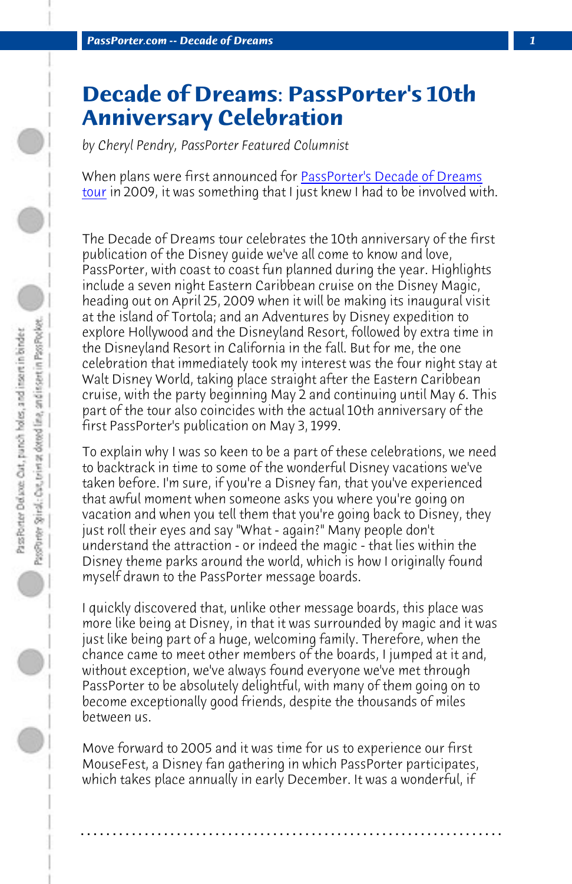# Decade of Dreams: PassPorter's 10th Anniversary Celebration

*by Cheryl Pendry, PassPorter Featured Columnist*

When plans were first announced for PassPorter's Decade of Dreams tour in 2009, it was something that I just knew I had to be involved with.

The Decade of Dreams tour celebrates the 10th anniversary of the first publication of the Disney guide we've all come to know and love, PassPorter, with coast to coast fun planned during the year. Highlights include a seven night Eastern Caribbean cruise on the Disney Magic, heading out on April 25, 2009 when it will be making its inaugural visit at the island of Tortola; and an Adventures by Disney expedition to explore Hollywood and the Disneyland Resort, followed by extra time in the Disneyland Resort in California in the fall. But for me, the one celebration that immediately took my interest was the four night stay at Walt Disney World, taking place straight after the Eastern Caribbean cruise, with the party beginning May 2 and continuing until May 6. This part of the tour also coincides with the actual 10th anniversary of the first PassPorter's publication on May 3, 1999.

To explain why I was so keen to be a part of these celebrations, we need to backtrack in time to some of the wonderful Disney vacations we've taken before. I'm sure, if you're a Disney fan, that you've experienced that awful moment when someone asks you where you're going on vacation and when you tell them that you're going back to Disney, they just roll their eyes and say "What - again?" Many people don't understand the attraction - or indeed the magic - that lies within the Disney theme parks around the world, which is how I originally found myself drawn to the PassPorter message boards.

I quickly discovered that, unlike other message boards, this place was more like being at Disney, in that it was surrounded by magic and it was just like being part of a huge, welcoming family. Therefore, when the chance came to meet other members of the boards, I jumped at it and, without exception, we've always found everyone we've met through PassPorter to be absolutely delightful, with many of them going on to become exceptionally good friends, despite the thousands of miles between us.

Move forward to 2005 and it was time for us to experience our first MouseFest, a Disney fan gathering in which PassPorter participates, which takes place annually in early December. It was a wonderful, if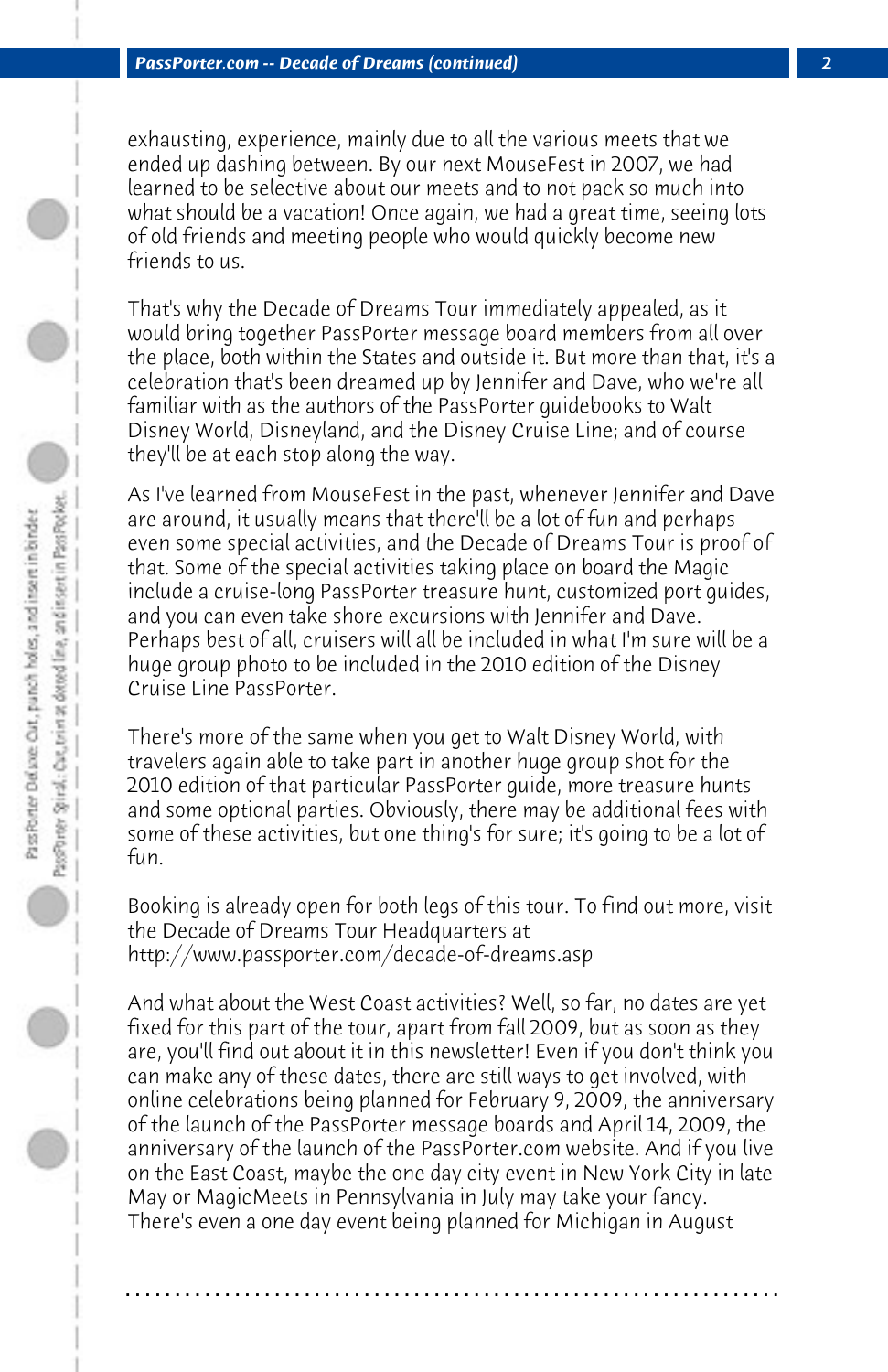exhausting, experience, mainly due to all the various meets that we ended up dashing between. By our next MouseFest in 2007, we had learned to be selective about our meets and to not pack so much into what should be a vacation! Once again, we had a great time, seeing lots of old friends and meeting people who would quickly become new friends to us.

That's why the Decade of Dreams Tour immediately appealed, as it would bring together PassPorter message board members from all over the place, both within the States and outside it. But more than that, it's a celebration that's been dreamed up by Jennifer and Dave, who we're all familiar with as the authors of the PassPorter guidebooks to Walt Disney World, Disneyland, and the Disney Cruise Line; and of course they'll be at each stop along the way.

As I've learned from MouseFest in the past, whenever Jennifer and Dave are around, it usually means that there'll be a lot of fun and perhaps even some special activities, and the Decade of Dreams Tour is proof of that. Some of the special activities taking place on board the Magic include a cruise-long PassPorter treasure hunt, customized port guides, and you can even take shore excursions with Jennifer and Dave. Perhaps best of all, cruisers will all be included in what I'm sure will be a huge group photo to be included in the 2010 edition of the Disney Cruise Line PassPorter.

There's more of the same when you get to Walt Disney World, with travelers again able to take part in another huge group shot for the 2010 edition of that particular PassPorter guide, more treasure hunts and some optional parties. Obviously, there may be additional fees with some of these activities, but one thing's for sure; it's going to be a lot of fun.

Booking is already open for both legs of this tour. To find out more, visit the Decade of Dreams Tour Headquarters at http://www.passporter.com/decade-of-dreams.asp

And what about the West Coast activities? Well, so far, no dates are yet fixed for this part of the tour, apart from fall 2009, but as soon as they are, you'll find out about it in this newsletter! Even if you don't think you can make any of these dates, there are still ways to get involved, with online celebrations being planned for February 9, 2009, the anniversary of the launch of the PassPorter message boards and April 14, 2009, the anniversary of the launch of the PassPorter.com website. And if you live on the East Coast, maybe the one day city event in New York City in late May or MagicMeets in Pennsylvania in July may take your fancy. There's even a one day event being planned for Michigan in August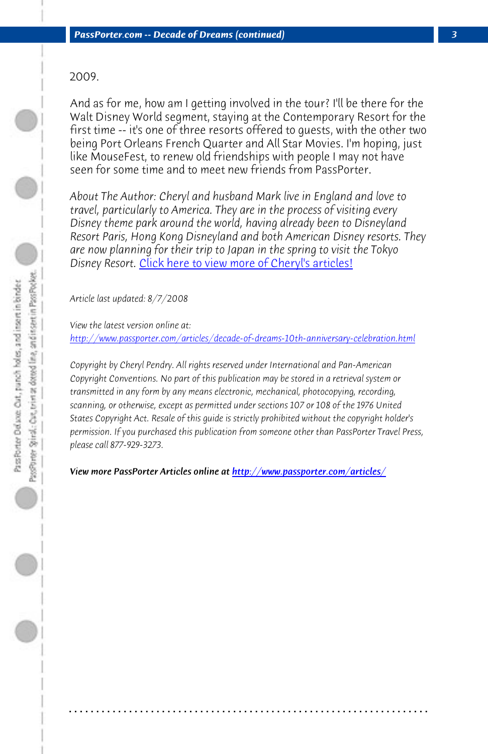2009.

And as for me, how am I getting involved in the tour? I'll be there for the Walt Disney World segment, staying at the Contemporary Resort for the first time -- it's one of three resorts offered to guests, with the other two being Port Orleans French Quarter and All Star Movies. I'm hoping, just like MouseFest, to renew old friendships with people I may not have seen for some time and to meet new friends from PassPorter.

*About The Author: Cheryl and husband Mark live in England and love to travel, particularly to America. They are in the process of visiting every Disney theme park around the world, having already been to Disneyland Resort Paris, Hong Kong Disneyland and both American Disney resorts. They are now planning for their trip to Japan in the spring to visit the Tokyo Disney Resort.* Click here to view more of Cheryl's articles!

*Article last updated: 8/7/2008*

*View the latest version online at:*
*http://www.passporter.com/articles/decade-of-dreams-10th-anniversary-celebration.html*

*Copyright by Cheryl Pendry. All rights reserved under International and Pan-American Copyright Conventions. No part of this publication may be stored in a retrieval system or transmitted in any form by any means electronic, mechanical, photocopying, recording, scanning, or otherwise, except as permitted under sections 107 or 108 of the 1976 United States Copyright Act. Resale of this guide is strictly prohibited without the copyright holder's permission. If you purchased this publication from someone other than PassPorter Travel Press, please call 877-929-3273.*

***View more PassPorter Articles online at http://www.passporter.com/articles/***